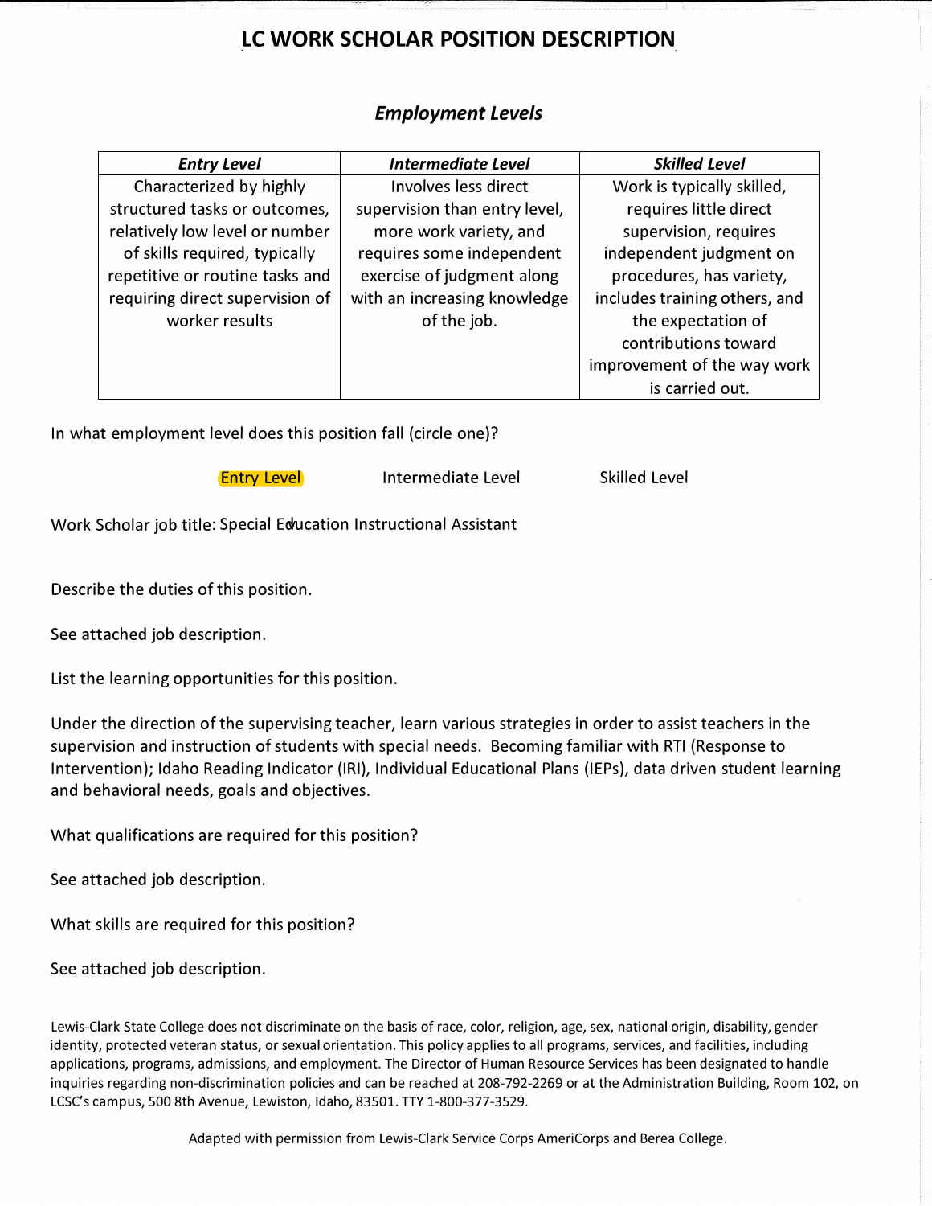# LC WORK SCHOLAR POSITION DESCRIPTION

## *Employment Levels*

| *Entry Level* | *Intermediate Level* | *Skilled Level* |
| --- | --- | --- |
| Characterized by highly structured tasks or outcomes, relatively low level or number of skills required, typically repetitive or routine tasks and requiring direct supervision of worker results | Involves less direct supervision than entry level, more work variety, and requires some independent exercise of judgment along with an increasing knowledge of the job. | Work is typically skilled, requires little direct supervision, requires independent judgment on procedures, has variety, includes training others, and the expectation of contributions toward improvement of the way work is carried out. |

In what employment level does this position fall (circle one)?

**Entry Level** (selected) Intermediate Level Skilled Level

Work Scholar job title: Special Education Instructional Assistant

Describe the duties of this position.

See attached job description.

List the learning opportunities for this position.

Under the direction of the supervising teacher, learn various strategies in order to assist teachers in the supervision and instruction of students with special needs. Becoming familiar with RTI (Response to Intervention); Idaho Reading Indicator (IRI), Individual Educational Plans (IEPs), data driven student learning and behavioral needs, goals and objectives.

What qualifications are required for this position?

See attached job description.

What skills are required for this position?

See attached job description.

Lewis-Clark State College does not discriminate on the basis of race, color, religion, age, sex, national origin, disability, gender identity, protected veteran status, or sexual orientation. This policy applies to all programs, services, and facilities, including applications, programs, admissions, and employment. The Director of Human Resource Services has been designated to handle inquiries regarding non-discrimination policies and can be reached at 208-792-2269 or at the Administration Building, Room 102, on LCSC's campus, 500 8th Avenue, Lewiston, Idaho, 83501. TTY 1-800-377-3529.

Adapted with permission from Lewis-Clark Service Corps AmeriCorps and Berea College.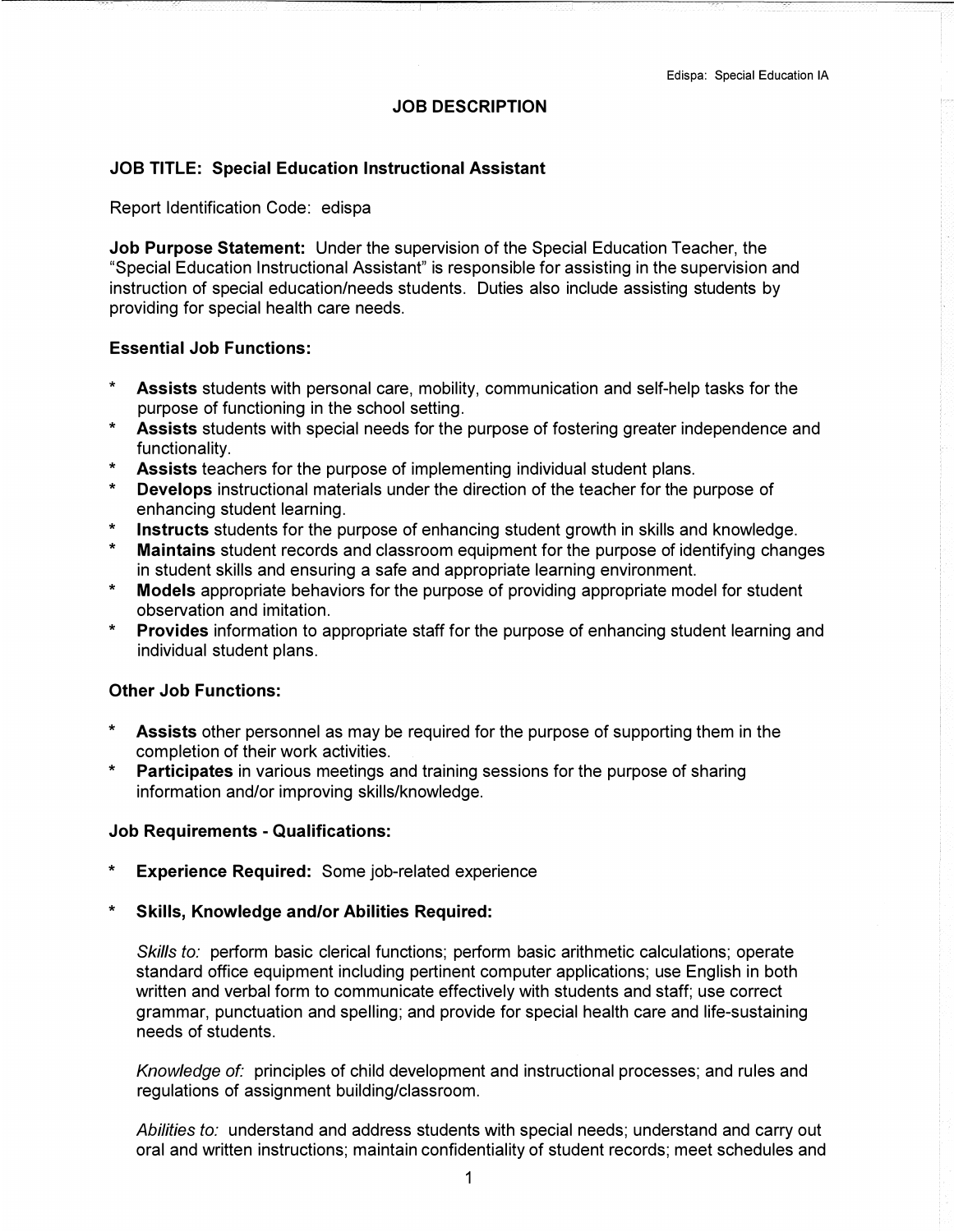# JOB DESCRIPTION

## JOB TITLE: Special Education Instructional Assistant

Report Identification Code: edispa

**Job Purpose Statement:** Under the supervision of the Special Education Teacher, the "Special Education Instructional Assistant" is responsible for assisting in the supervision and instruction of special education/needs students. Duties also include assisting students by providing for special health care needs.

### Essential Job Functions:

* **Assists** students with personal care, mobility, communication and self-help tasks for the purpose of functioning in the school setting.
* **Assists** students with special needs for the purpose of fostering greater independence and functionality.
* **Assists** teachers for the purpose of implementing individual student plans.
* **Develops** instructional materials under the direction of the teacher for the purpose of enhancing student learning.
* **Instructs** students for the purpose of enhancing student growth in skills and knowledge.
* **Maintains** student records and classroom equipment for the purpose of identifying changes in student skills and ensuring a safe and appropriate learning environment.
* **Models** appropriate behaviors for the purpose of providing appropriate model for student observation and imitation.
* **Provides** information to appropriate staff for the purpose of enhancing student learning and individual student plans.

### Other Job Functions:

* **Assists** other personnel as may be required for the purpose of supporting them in the completion of their work activities.
* **Participates** in various meetings and training sessions for the purpose of sharing information and/or improving skills/knowledge.

### Job Requirements - Qualifications:

* **Experience Required:** Some job-related experience

* **Skills, Knowledge and/or Abilities Required:**

  *Skills to:* perform basic clerical functions; perform basic arithmetic calculations; operate standard office equipment including pertinent computer applications; use English in both written and verbal form to communicate effectively with students and staff; use correct grammar, punctuation and spelling; and provide for special health care and life-sustaining needs of students.

  *Knowledge of:* principles of child development and instructional processes; and rules and regulations of assignment building/classroom.

  *Abilities to:* understand and address students with special needs; understand and carry out oral and written instructions; maintain confidentiality of student records; meet schedules and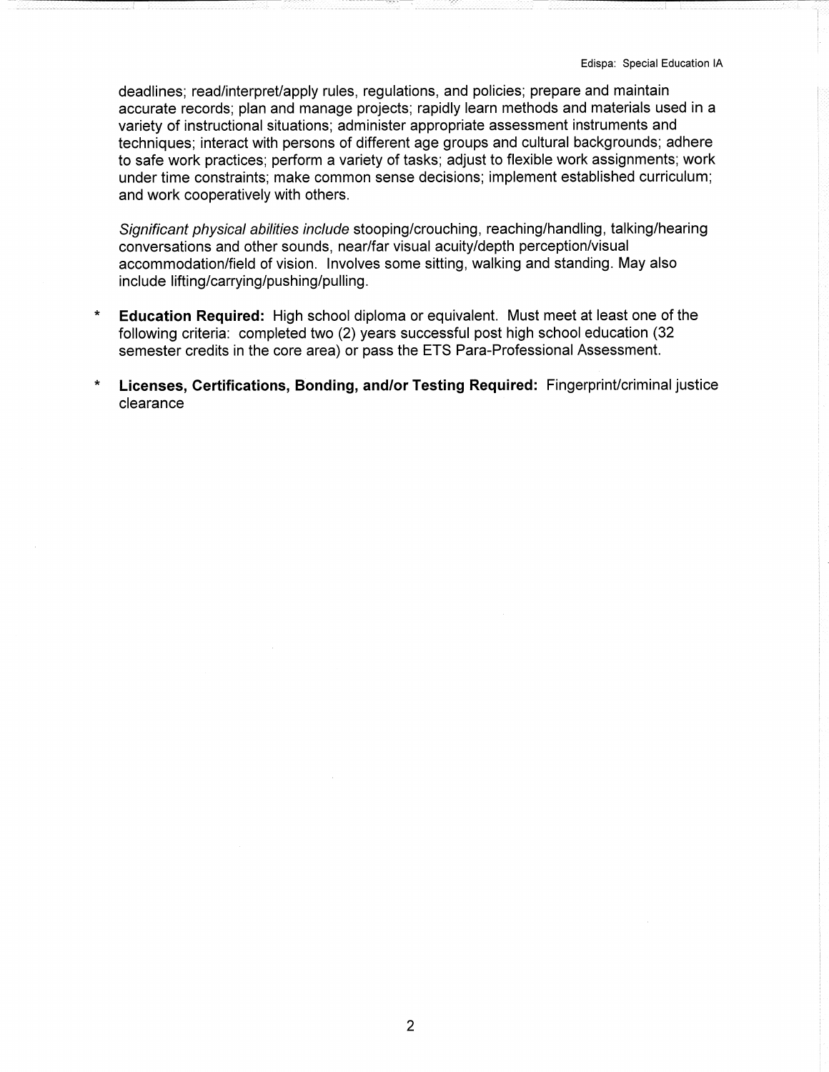deadlines; read/interpret/apply rules, regulations, and policies; prepare and maintain accurate records; plan and manage projects; rapidly learn methods and materials used in a variety of instructional situations; administer appropriate assessment instruments and techniques; interact with persons of different age groups and cultural backgrounds; adhere to safe work practices; perform a variety of tasks; adjust to flexible work assignments; work under time constraints; make common sense decisions; implement established curriculum; and work cooperatively with others.

*Significant physical abilities include* stooping/crouching, reaching/handling, talking/hearing conversations and other sounds, near/far visual acuity/depth perception/visual accommodation/field of vision. Involves some sitting, walking and standing. May also include lifting/carrying/pushing/pulling.

* **Education Required:** High school diploma or equivalent. Must meet at least one of the following criteria: completed two (2) years successful post high school education (32 semester credits in the core area) or pass the ETS Para-Professional Assessment.

* **Licenses, Certifications, Bonding, and/or Testing Required:** Fingerprint/criminal justice clearance